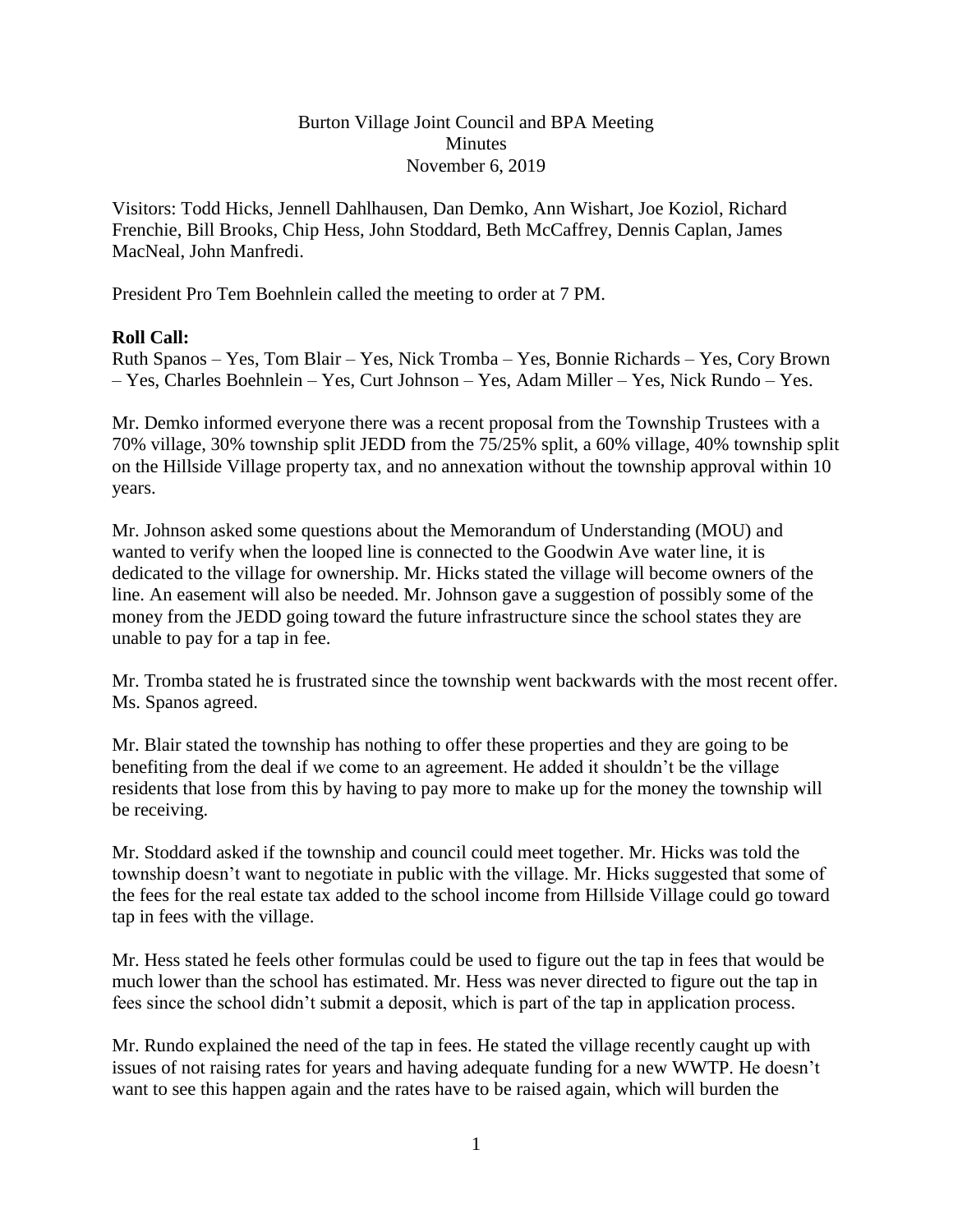Burton Village Joint Council and BPA Meeting
Minutes
November 6, 2019

Visitors: Todd Hicks, Jennell Dahlhausen, Dan Demko, Ann Wishart, Joe Koziol, Richard Frenchie, Bill Brooks, Chip Hess, John Stoddard, Beth McCaffrey, Dennis Caplan, James MacNeal, John Manfredi.

President Pro Tem Boehnlein called the meeting to order at 7 PM.

**Roll Call:**
Ruth Spanos – Yes, Tom Blair – Yes, Nick Tromba – Yes, Bonnie Richards – Yes, Cory Brown – Yes, Charles Boehnlein – Yes, Curt Johnson – Yes, Adam Miller – Yes, Nick Rundo – Yes.

Mr. Demko informed everyone there was a recent proposal from the Township Trustees with a 70% village, 30% township split JEDD from the 75/25% split, a 60% village, 40% township split on the Hillside Village property tax, and no annexation without the township approval within 10 years.

Mr. Johnson asked some questions about the Memorandum of Understanding (MOU) and wanted to verify when the looped line is connected to the Goodwin Ave water line, it is dedicated to the village for ownership. Mr. Hicks stated the village will become owners of the line. An easement will also be needed. Mr. Johnson gave a suggestion of possibly some of the money from the JEDD going toward the future infrastructure since the school states they are unable to pay for a tap in fee.

Mr. Tromba stated he is frustrated since the township went backwards with the most recent offer. Ms. Spanos agreed.

Mr. Blair stated the township has nothing to offer these properties and they are going to be benefiting from the deal if we come to an agreement. He added it shouldn't be the village residents that lose from this by having to pay more to make up for the money the township will be receiving.

Mr. Stoddard asked if the township and council could meet together. Mr. Hicks was told the township doesn't want to negotiate in public with the village. Mr. Hicks suggested that some of the fees for the real estate tax added to the school income from Hillside Village could go toward tap in fees with the village.

Mr. Hess stated he feels other formulas could be used to figure out the tap in fees that would be much lower than the school has estimated. Mr. Hess was never directed to figure out the tap in fees since the school didn't submit a deposit, which is part of the tap in application process.

Mr. Rundo explained the need of the tap in fees. He stated the village recently caught up with issues of not raising rates for years and having adequate funding for a new WWTP. He doesn't want to see this happen again and the rates have to be raised again, which will burden the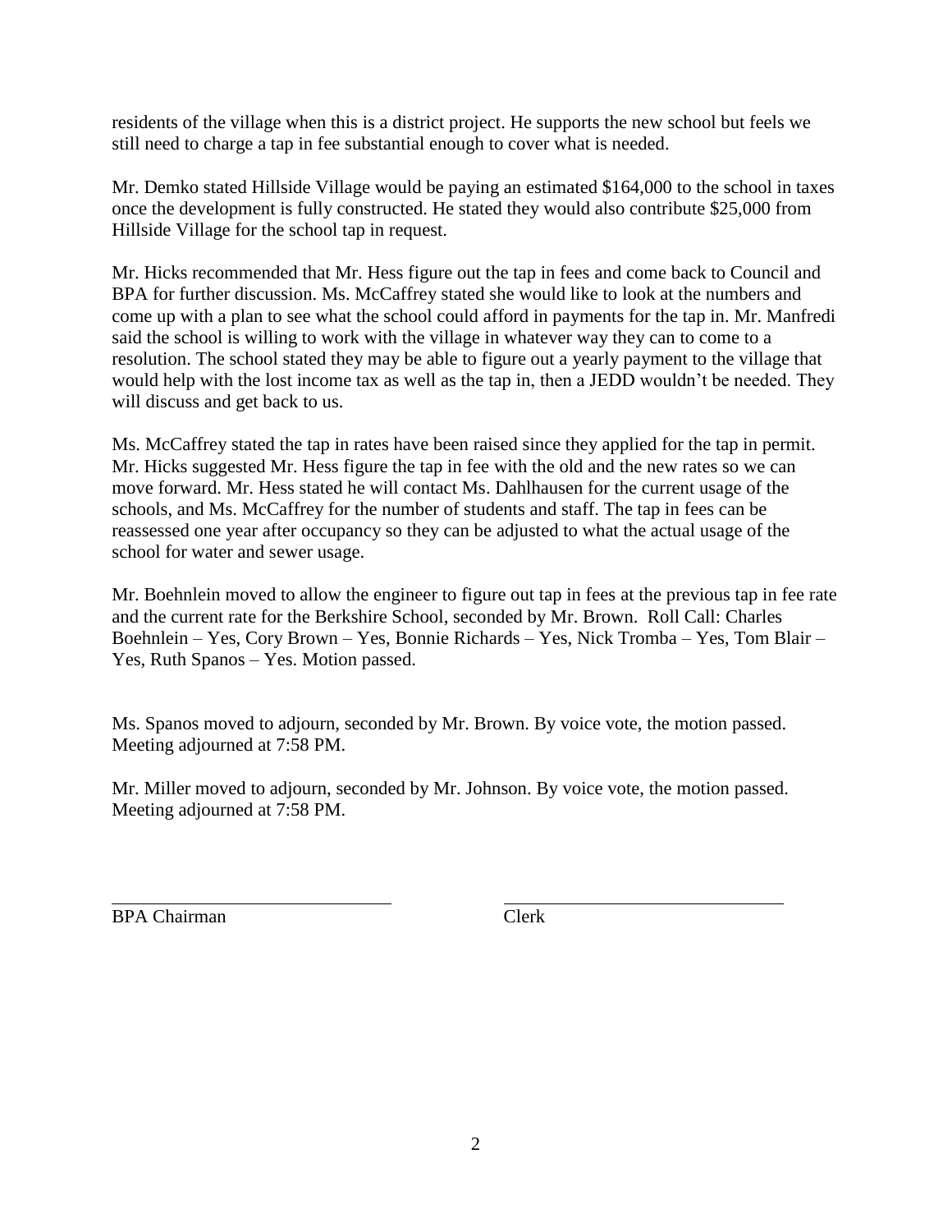residents of the village when this is a district project. He supports the new school but feels we still need to charge a tap in fee substantial enough to cover what is needed.

Mr. Demko stated Hillside Village would be paying an estimated $164,000 to the school in taxes once the development is fully constructed. He stated they would also contribute $25,000 from Hillside Village for the school tap in request.

Mr. Hicks recommended that Mr. Hess figure out the tap in fees and come back to Council and BPA for further discussion. Ms. McCaffrey stated she would like to look at the numbers and come up with a plan to see what the school could afford in payments for the tap in. Mr. Manfredi said the school is willing to work with the village in whatever way they can to come to a resolution. The school stated they may be able to figure out a yearly payment to the village that would help with the lost income tax as well as the tap in, then a JEDD wouldn't be needed. They will discuss and get back to us.

Ms. McCaffrey stated the tap in rates have been raised since they applied for the tap in permit. Mr. Hicks suggested Mr. Hess figure the tap in fee with the old and the new rates so we can move forward. Mr. Hess stated he will contact Ms. Dahlhausen for the current usage of the schools, and Ms. McCaffrey for the number of students and staff. The tap in fees can be reassessed one year after occupancy so they can be adjusted to what the actual usage of the school for water and sewer usage.

Mr. Boehnlein moved to allow the engineer to figure out tap in fees at the previous tap in fee rate and the current rate for the Berkshire School, seconded by Mr. Brown. Roll Call: Charles Boehnlein – Yes, Cory Brown – Yes, Bonnie Richards – Yes, Nick Tromba – Yes, Tom Blair – Yes, Ruth Spanos – Yes. Motion passed.

Ms. Spanos moved to adjourn, seconded by Mr. Brown. By voice vote, the motion passed. Meeting adjourned at 7:58 PM.

Mr. Miller moved to adjourn, seconded by Mr. Johnson. By voice vote, the motion passed. Meeting adjourned at 7:58 PM.

______________________________ ______________________________

BPA Chairman Clerk